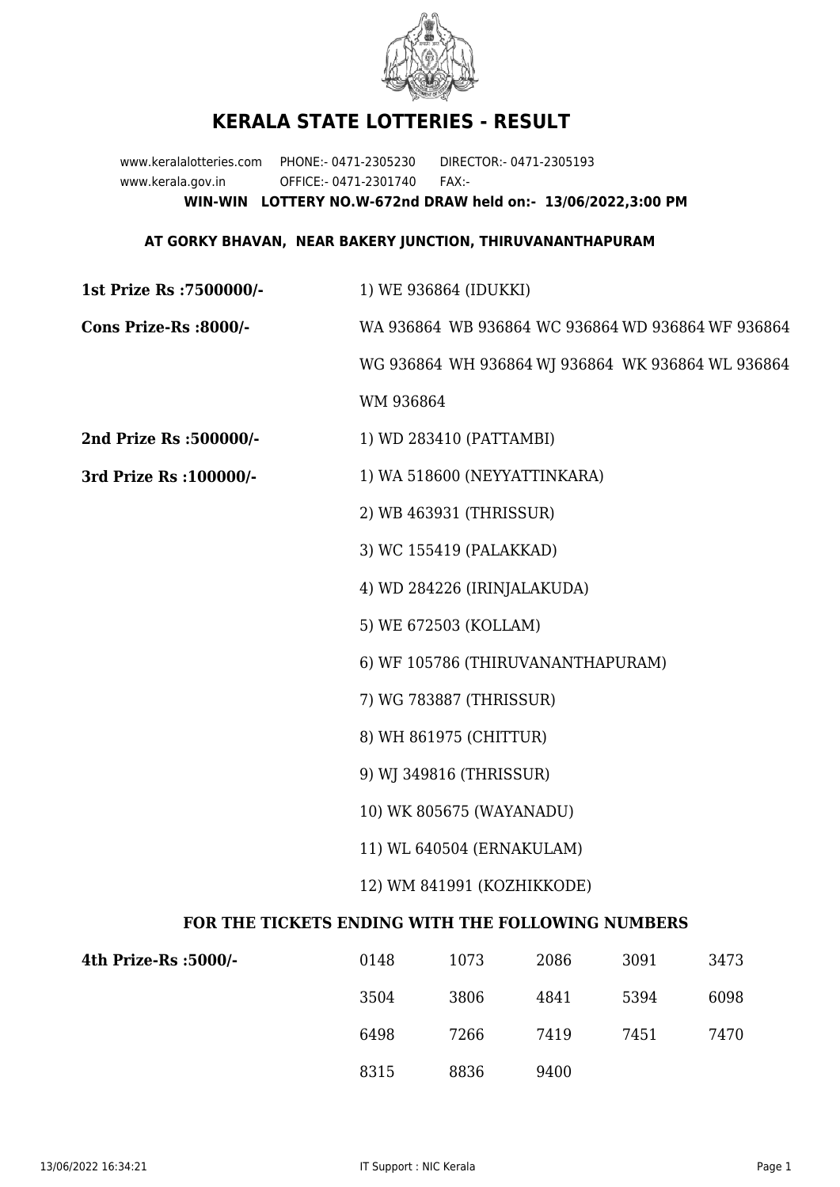# KERALA STATE LOTTERIES - RESULT

www.keralalotteries.com PHONE:- 0471-2305230 DIRECTOR:- 0471-2305193
www.kerala.gov.in OFFICE:- 0471-2301740 FAX:-

**WIN-WIN LOTTERY NO.W-672nd DRAW held on:- 13/06/2022,3:00 PM**

**AT GORKY BHAVAN, NEAR BAKERY JUNCTION, THIRUVANANTHAPURAM**

**1st Prize Rs :7500000/-** 1) WE 936864 (IDUKKI)

**Cons Prize-Rs :8000/-** WA 936864 WB 936864 WC 936864 WD 936864 WF 936864 WG 936864 WH 936864 WJ 936864 WK 936864 WL 936864 WM 936864

**2nd Prize Rs :500000/-** 1) WD 283410 (PATTAMBI)

**3rd Prize Rs :100000/-**

1) WA 518600 (NEYYATTINKARA)
2) WB 463931 (THRISSUR)
3) WC 155419 (PALAKKAD)
4) WD 284226 (IRINJALAKUDA)
5) WE 672503 (KOLLAM)
6) WF 105786 (THIRUVANANTHAPURAM)
7) WG 783887 (THRISSUR)
8) WH 861975 (CHITTUR)
9) WJ 349816 (THRISSUR)
10) WK 805675 (WAYANADU)
11) WL 640504 (ERNAKULAM)
12) WM 841991 (KOZHIKKODE)

**FOR THE TICKETS ENDING WITH THE FOLLOWING NUMBERS**

**4th Prize-Rs :5000/-**

| | | | | |
|---|---|---|---|---|
| 0148 | 1073 | 2086 | 3091 | 3473 |
| 3504 | 3806 | 4841 | 5394 | 6098 |
| 6498 | 7266 | 7419 | 7451 | 7470 |
| 8315 | 8836 | 9400 | | |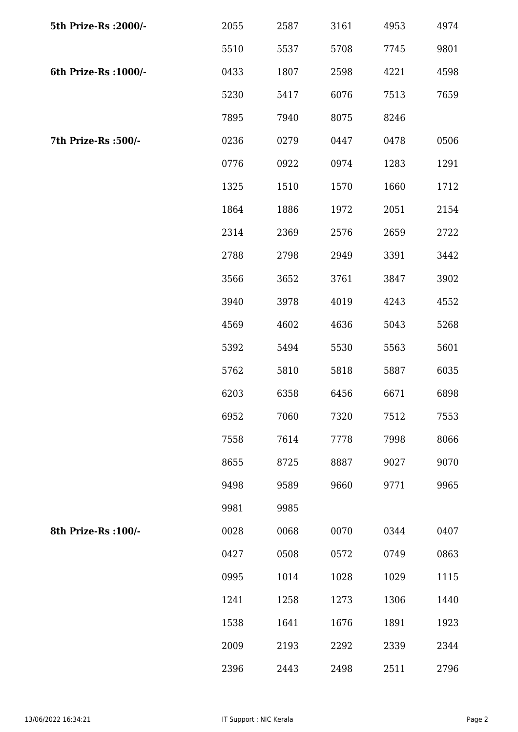| | | | | | |
|---|---|---|---|---|---|
| **5th Prize-Rs :2000/-** | 2055 | 2587 | 3161 | 4953 | 4974 |
| | 5510 | 5537 | 5708 | 7745 | 9801 |
| **6th Prize-Rs :1000/-** | 0433 | 1807 | 2598 | 4221 | 4598 |
| | 5230 | 5417 | 6076 | 7513 | 7659 |
| | 7895 | 7940 | 8075 | 8246 | |
| **7th Prize-Rs :500/-** | 0236 | 0279 | 0447 | 0478 | 0506 |
| | 0776 | 0922 | 0974 | 1283 | 1291 |
| | 1325 | 1510 | 1570 | 1660 | 1712 |
| | 1864 | 1886 | 1972 | 2051 | 2154 |
| | 2314 | 2369 | 2576 | 2659 | 2722 |
| | 2788 | 2798 | 2949 | 3391 | 3442 |
| | 3566 | 3652 | 3761 | 3847 | 3902 |
| | 3940 | 3978 | 4019 | 4243 | 4552 |
| | 4569 | 4602 | 4636 | 5043 | 5268 |
| | 5392 | 5494 | 5530 | 5563 | 5601 |
| | 5762 | 5810 | 5818 | 5887 | 6035 |
| | 6203 | 6358 | 6456 | 6671 | 6898 |
| | 6952 | 7060 | 7320 | 7512 | 7553 |
| | 7558 | 7614 | 7778 | 7998 | 8066 |
| | 8655 | 8725 | 8887 | 9027 | 9070 |
| | 9498 | 9589 | 9660 | 9771 | 9965 |
| | 9981 | 9985 | | | |
| **8th Prize-Rs :100/-** | 0028 | 0068 | 0070 | 0344 | 0407 |
| | 0427 | 0508 | 0572 | 0749 | 0863 |
| | 0995 | 1014 | 1028 | 1029 | 1115 |
| | 1241 | 1258 | 1273 | 1306 | 1440 |
| | 1538 | 1641 | 1676 | 1891 | 1923 |
| | 2009 | 2193 | 2292 | 2339 | 2344 |
| | 2396 | 2443 | 2498 | 2511 | 2796 |

13/06/2022 16:34:21 IT Support : NIC Kerala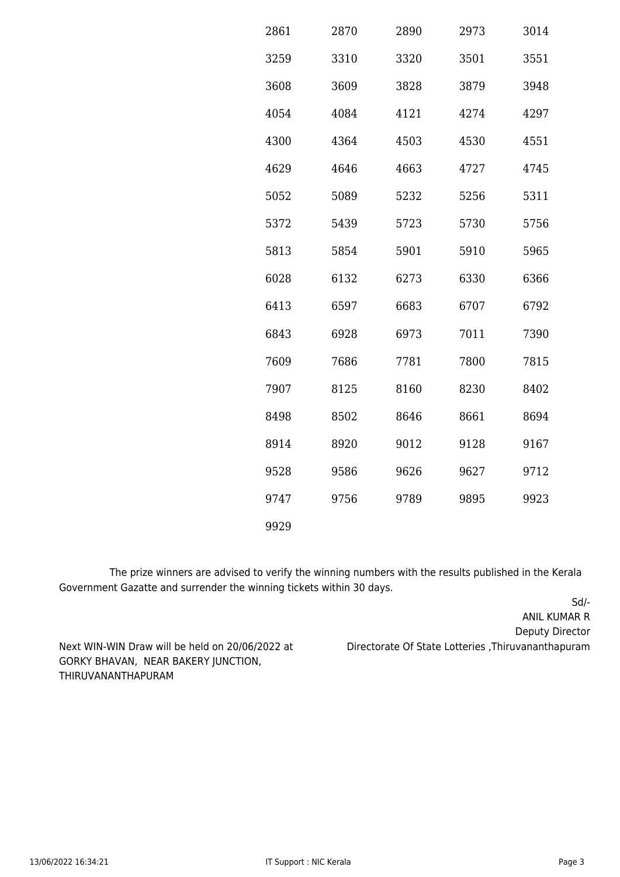| | | | | |
|---|---|---|---|---|
| 2861 | 2870 | 2890 | 2973 | 3014 |
| 3259 | 3310 | 3320 | 3501 | 3551 |
| 3608 | 3609 | 3828 | 3879 | 3948 |
| 4054 | 4084 | 4121 | 4274 | 4297 |
| 4300 | 4364 | 4503 | 4530 | 4551 |
| 4629 | 4646 | 4663 | 4727 | 4745 |
| 5052 | 5089 | 5232 | 5256 | 5311 |
| 5372 | 5439 | 5723 | 5730 | 5756 |
| 5813 | 5854 | 5901 | 5910 | 5965 |
| 6028 | 6132 | 6273 | 6330 | 6366 |
| 6413 | 6597 | 6683 | 6707 | 6792 |
| 6843 | 6928 | 6973 | 7011 | 7390 |
| 7609 | 7686 | 7781 | 7800 | 7815 |
| 7907 | 8125 | 8160 | 8230 | 8402 |
| 8498 | 8502 | 8646 | 8661 | 8694 |
| 8914 | 8920 | 9012 | 9128 | 9167 |
| 9528 | 9586 | 9626 | 9627 | 9712 |
| 9747 | 9756 | 9789 | 9895 | 9923 |
| 9929 | | | | |

The prize winners are advised to verify the winning numbers with the results published in the Kerala Government Gazatte and surrender the winning tickets within 30 days.

Sd/-
ANIL KUMAR R
Deputy Director
Directorate Of State Lotteries ,Thiruvananthapuram

Next WIN-WIN Draw will be held on 20/06/2022 at GORKY BHAVAN, NEAR BAKERY JUNCTION, THIRUVANANTHAPURAM